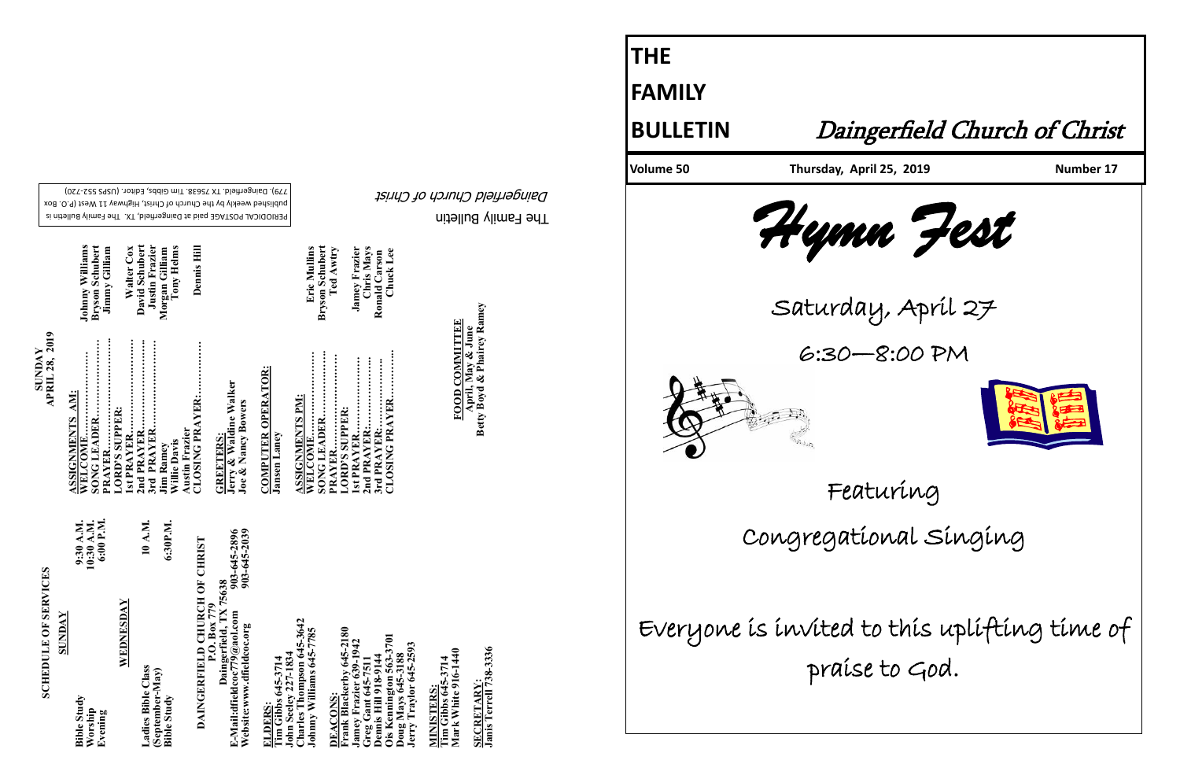# THE FAMILY BULLETIN

# Daingerfield Church of Christ

**Volume 50** | **Thursday, April 25, 2019** | **Number 17**

## *Hymn Fest*

Saturday, April 27

6:30—8:00 PM

Featuring

Congregational Singing

Everyone is invited to this uplifting time of praise to God.

---

**SCHEDULE OF SERVICES**

**SUNDAY**

Bible Study 9:30 A.M.
Worship 10:30 A.M.
Evening 6:00 P.M.

**WEDNESDAY**

Ladies Bible Class (September-May) 10 A.M.
Bible Study 6:30P.M.

**DAINGERFIELD CHURCH OF CHRIST**
**P.O. Box 779**
**Daingerfield, TX 75638**
E-Mail:dfieldcoc779@aol.com 903-645-2896
Website:www.dfieldcoc.org 903-645-2039

**ELDERS:**
Tim Gibbs 645-3714
John Seeley 227-1834
Charles Thompson 645-3642
Johnny Williams 645-7785

**DEACONS:**
Frank Blackerby 645-2180
Jamey Frazier 639-1942
Greg Gant 645-7511
Dennis Hill 918-9144
Ois Kennington 563-3701
Doug Mays 645-3188
Jerry Traylor 645-2593

**MINISTERS:**
Tim Gibbs 645-3714
Mark White 916-1440

**SECRETARY:**
Janis Terrell 738-3336

**SUNDAY**
**APRIL 28, 2019**

**ASSIGNMENTS AM:**
WELCOME............ Johnny Williams
SONG LEADER............ Bryson Schubert
PRAYER............ Jimmy Gilliam
LORD'S SUPPER:
1st PRAYER............ Walter Cox
2nd PRAYER............ David Schubert
3rd PRAYER............ Justin Frazier
Jim Ramey — Morgan Gilliam
Willie Davis — Tony Helms
Austin Frazier
CLOSING PRAYER:............ Dennis Hill

**GREETERS:**
Jerry & Waldine Walker
Joe & Nancy Bowers

**COMPUTER OPERATOR:**
Jansen Laney

**ASSIGNMENTS PM:**
WELCOME............ Eric Mullins
SONG LEADER............ Bryson Schubert
PRAYER............ Ted Awtry
LORD'S SUPPER:
1st PRAYER............ Jamey Frazier
2nd PRAYER............ Chris Mays
3rd PRAYER............ Ronald Carson
CLOSING PRAYER............ Chuck Lee

**FOOD COMMITTEE**
April, May & June
Betty Boyd & Phairey Ramey

The Family Bulletin
*Daingerfield Church of Christ*

PERIODICAL POSTAGE paid at Daingerfield, TX. The Family Bulletin is published weekly by the Church of Christ, Highway 11 West (P.O. Box 779), Daingerfield, TX 75638. Tim Gibbs, Editor. (USPS 552-720)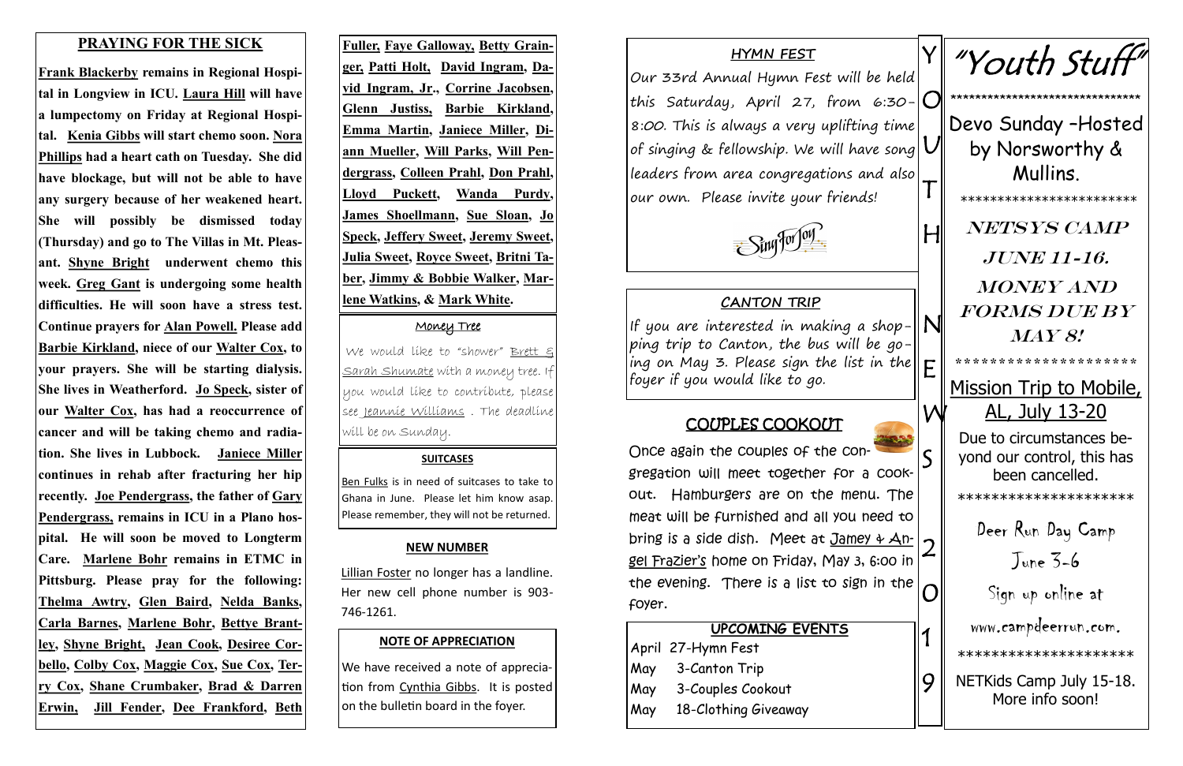## PRAYING FOR THE SICK

**Frank Blackerby remains in Regional Hospital in Longview in ICU. Laura Hill will have a lumpectomy on Friday at Regional Hospital. Kenia Gibbs will start chemo soon. Nora Phillips had a heart cath on Tuesday. She did have blockage, but will not be able to have any surgery because of her weakened heart. She will possibly be dismissed today (Thursday) and go to The Villas in Mt. Pleasant. Shyne Bright underwent chemo this week. Greg Gant is undergoing some health difficulties. He will soon have a stress test. Continue prayers for Alan Powell. Please add Barbie Kirkland, niece of our Walter Cox, to your prayers. She will be starting dialysis. She lives in Weatherford. Jo Speck, sister of our Walter Cox, has had a reoccurrence of cancer and will be taking chemo and radiation. She lives in Lubbock. Janiece Miller continues in rehab after fracturing her hip recently. Joe Pendergrass, the father of Gary Pendergrass, remains in ICU in a Plano hospital. He will soon be moved to Longterm Care. Marlene Bohr remains in ETMC in Pittsburg. Please pray for the following: Thelma Awtry, Glen Baird, Nelda Banks, Carla Barnes, Marlene Bohr, Bettye Brantley, Shyne Bright, Jean Cook, Desiree Corbello, Colby Cox, Maggie Cox, Sue Cox, Terry Cox, Shane Crumbaker, Brad & Darren Erwin, Jill Fender, Dee Frankford, Beth Fuller, Faye Galloway, Betty Grainger, Patti Holt, David Ingram, David Ingram, Jr., Corrine Jacobsen, Glenn Justiss, Barbie Kirkland, Emma Martin, Janiece Miller, Diann Mueller, Will Parks, Will Pendergrass, Colleen Prahl, Don Prahl, Lloyd Puckett, Wanda Purdy, James Shoellmann, Sue Sloan, Jo Speck, Jeffery Sweet, Jeremy Sweet, Julia Sweet, Royce Sweet, Britni Taber, Jimmy & Bobbie Walker, Marlene Watkins, & Mark White.**

### Money Tree

We would like to "shower" Brett & Sarah Shumate with a money tree. If you would like to contribute, please see Jeannie Williams . The deadline will be on Sunday.

### SUITCASES

Ben Fulks is in need of suitcases to take to Ghana in June. Please let him know asap. Please remember, they will not be returned.

### NEW NUMBER

Lillian Foster no longer has a landline. Her new cell phone number is 903-746-1261.

### NOTE OF APPRECIATION

We have received a note of appreciation from Cynthia Gibbs. It is posted on the bulletin board in the foyer.

# YOUTH NEWS 2019

### HYMN FEST

Our 33rd Annual Hymn Fest will be held this Saturday, April 27, from 6:30-8:00. This is always a very uplifting time of singing & fellowship. We will have song leaders from area congregations and also our own. Please invite your friends!

Sing for Joy

### CANTON TRIP

If you are interested in making a shopping trip to Canton, the bus will be going on May 3. Please sign the list in the foyer if you would like to go.

### COUPLES COOKOUT

Once again the couples of the congregation will meet together for a cookout. Hamburgers are on the menu. The meat will be furnished and all you need to bring is a side dish. Meet at Jamey & Angel Frazier's home on Friday, May 3, 6:00 in the evening. There is a list to sign in the foyer.

### UPCOMING EVENTS

April 27-Hymn Fest
May 3-Canton Trip
May 3-Couples Cookout
May 18-Clothing Giveaway

## "Youth Stuff"

******************************

Devo Sunday –Hosted by Norsworthy & Mullins.

************************

NETSYS CAMP JUNE 11-16. MONEY AND FORMS DUE BY MAY 8!

********************

Mission Trip to Mobile, AL, July 13-20

Due to circumstances beyond our control, this has been cancelled.

********************

Deer Run Day Camp
June 3-6
Sign up online at
www.campdeerrun.com.

********************

NETKids Camp July 15-18. More info soon!